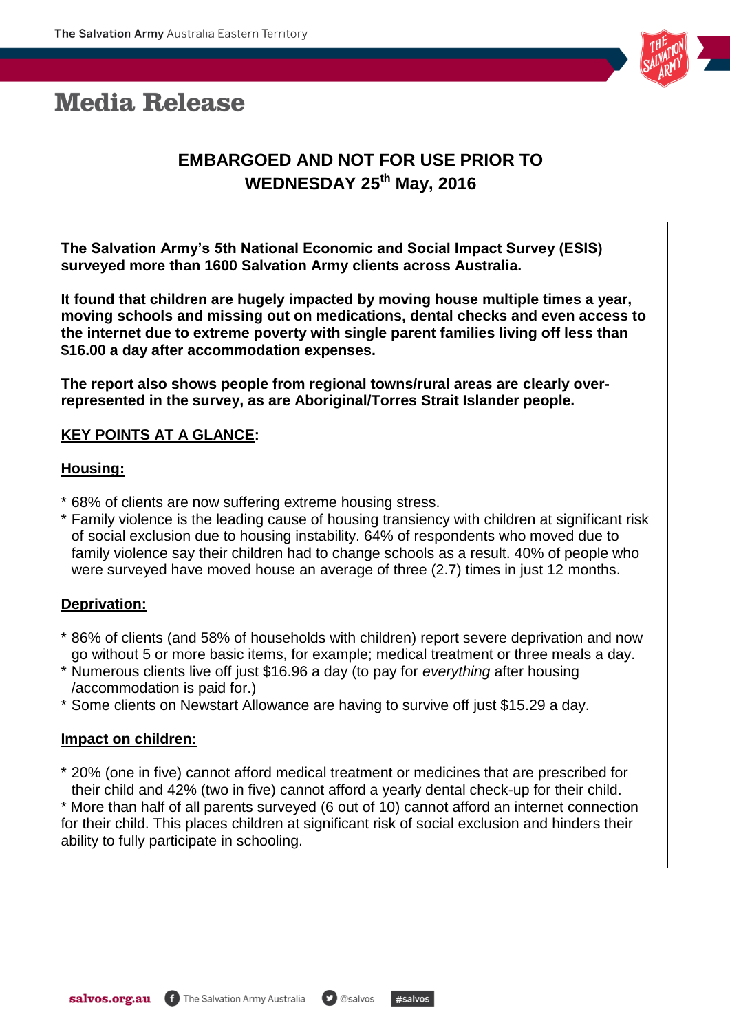# Media Release

**EMBARGOED AND NOT FOR USE PRIOR TO WEDNESDAY 25th May, 2016**

**The Salvation Army's 5th National Economic and Social Impact Survey (ESIS) surveyed more than 1600 Salvation Army clients across Australia.**

**It found that children are hugely impacted by moving house multiple times a year, moving schools and missing out on medications, dental checks and even access to the internet due to extreme poverty with single parent families living off less than $16.00 a day after accommodation expenses.**

**The report also shows people from regional towns/rural areas are clearly over-represented in the survey, as are Aboriginal/Torres Strait Islander people.**

**KEY POINTS AT A GLANCE:**

**Housing:**

* 68% of clients are now suffering extreme housing stress.
* Family violence is the leading cause of housing transiency with children at significant risk of social exclusion due to housing instability. 64% of respondents who moved due to family violence say their children had to change schools as a result. 40% of people who were surveyed have moved house an average of three (2.7) times in just 12 months.

**Deprivation:**

* 86% of clients (and 58% of households with children) report severe deprivation and now go without 5 or more basic items, for example; medical treatment or three meals a day.
* Numerous clients live off just $16.96 a day (to pay for *everything* after housing /accommodation is paid for.)
* Some clients on Newstart Allowance are having to survive off just $15.29 a day.

**Impact on children:**

* 20% (one in five) cannot afford medical treatment or medicines that are prescribed for their child and 42% (two in five) cannot afford a yearly dental check-up for their child.
* More than half of all parents surveyed (6 out of 10) cannot afford an internet connection for their child. This places children at significant risk of social exclusion and hinders their ability to fully participate in schooling.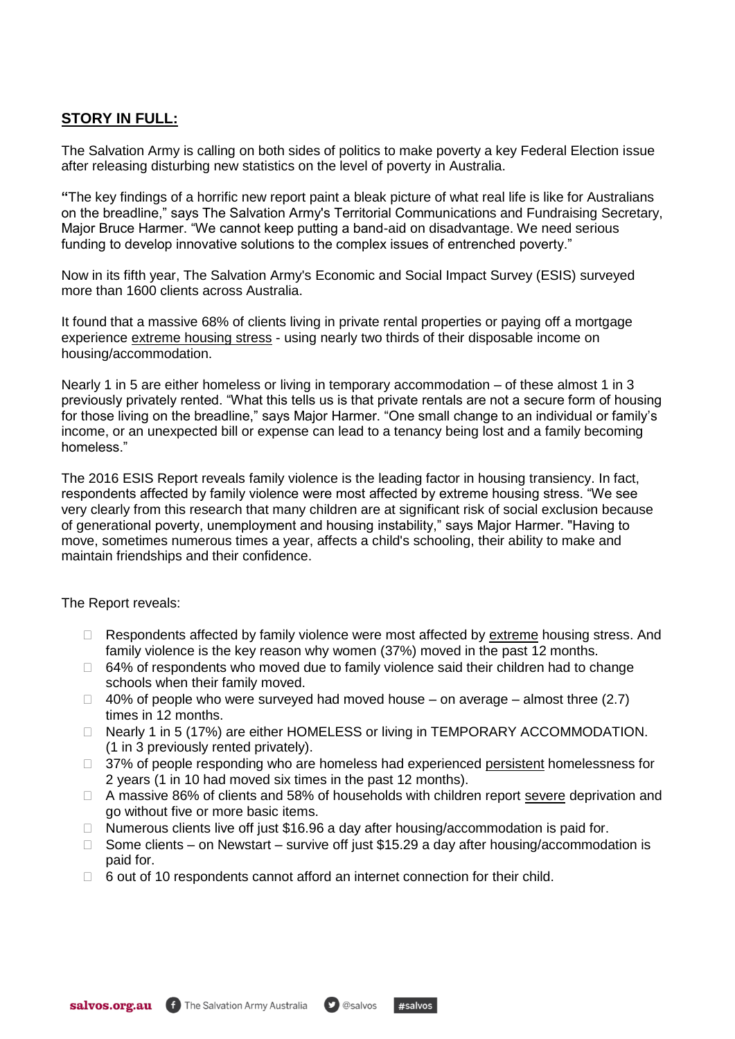**STORY IN FULL:**

The Salvation Army is calling on both sides of politics to make poverty a key Federal Election issue after releasing disturbing new statistics on the level of poverty in Australia.

**"**The key findings of a horrific new report paint a bleak picture of what real life is like for Australians on the breadline," says The Salvation Army's Territorial Communications and Fundraising Secretary, Major Bruce Harmer. "We cannot keep putting a band-aid on disadvantage. We need serious funding to develop innovative solutions to the complex issues of entrenched poverty."

Now in its fifth year, The Salvation Army's Economic and Social Impact Survey (ESIS) surveyed more than 1600 clients across Australia.

It found that a massive 68% of clients living in private rental properties or paying off a mortgage experience extreme housing stress - using nearly two thirds of their disposable income on housing/accommodation.

Nearly 1 in 5 are either homeless or living in temporary accommodation – of these almost 1 in 3 previously privately rented. "What this tells us is that private rentals are not a secure form of housing for those living on the breadline," says Major Harmer. "One small change to an individual or family's income, or an unexpected bill or expense can lead to a tenancy being lost and a family becoming homeless."

The 2016 ESIS Report reveals family violence is the leading factor in housing transiency. In fact, respondents affected by family violence were most affected by extreme housing stress. "We see very clearly from this research that many children are at significant risk of social exclusion because of generational poverty, unemployment and housing instability," says Major Harmer. "Having to move, sometimes numerous times a year, affects a child's schooling, their ability to make and maintain friendships and their confidence.

The Report reveals:

- Respondents affected by family violence were most affected by extreme housing stress. And family violence is the key reason why women (37%) moved in the past 12 months.
- 64% of respondents who moved due to family violence said their children had to change schools when their family moved.
- 40% of people who were surveyed had moved house – on average – almost three (2.7) times in 12 months.
- Nearly 1 in 5 (17%) are either HOMELESS or living in TEMPORARY ACCOMMODATION. (1 in 3 previously rented privately).
- 37% of people responding who are homeless had experienced persistent homelessness for 2 years (1 in 10 had moved six times in the past 12 months).
- A massive 86% of clients and 58% of households with children report severe deprivation and go without five or more basic items.
- Numerous clients live off just $16.96 a day after housing/accommodation is paid for.
- Some clients – on Newstart – survive off just $15.29 a day after housing/accommodation is paid for.
- 6 out of 10 respondents cannot afford an internet connection for their child.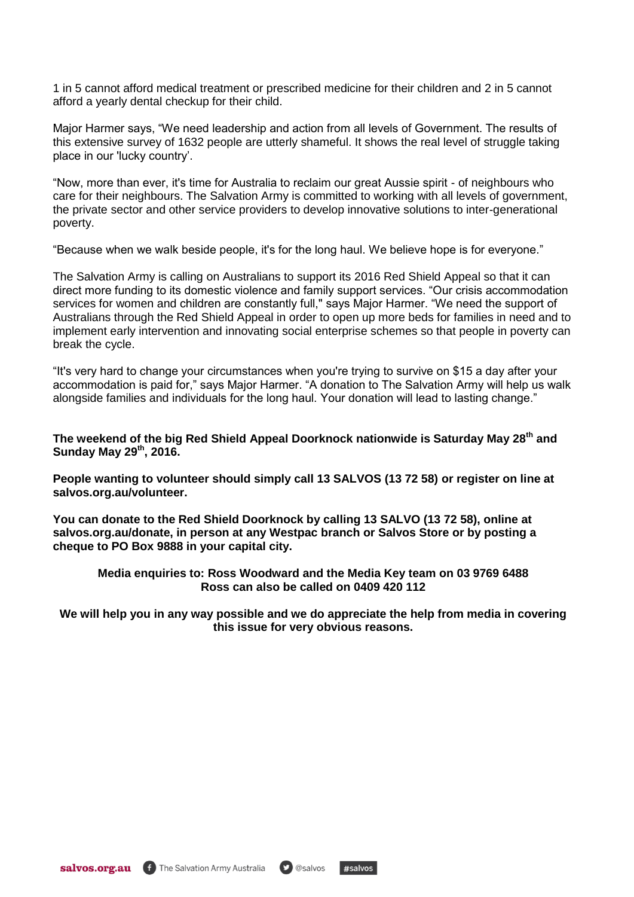1 in 5 cannot afford medical treatment or prescribed medicine for their children and 2 in 5 cannot afford a yearly dental checkup for their child.

Major Harmer says, “We need leadership and action from all levels of Government. The results of this extensive survey of 1632 people are utterly shameful. It shows the real level of struggle taking place in our 'lucky country’.

“Now, more than ever, it's time for Australia to reclaim our great Aussie spirit - of neighbours who care for their neighbours. The Salvation Army is committed to working with all levels of government, the private sector and other service providers to develop innovative solutions to inter-generational poverty.

“Because when we walk beside people, it's for the long haul. We believe hope is for everyone.”

The Salvation Army is calling on Australians to support its 2016 Red Shield Appeal so that it can direct more funding to its domestic violence and family support services. “Our crisis accommodation services for women and children are constantly full," says Major Harmer. “We need the support of Australians through the Red Shield Appeal in order to open up more beds for families in need and to implement early intervention and innovating social enterprise schemes so that people in poverty can break the cycle.

“It's very hard to change your circumstances when you're trying to survive on $15 a day after your accommodation is paid for,” says Major Harmer. “A donation to The Salvation Army will help us walk alongside families and individuals for the long haul. Your donation will lead to lasting change.”

**The weekend of the big Red Shield Appeal Doorknock nationwide is Saturday May 28th and Sunday May 29th, 2016.**

**People wanting to volunteer should simply call 13 SALVOS (13 72 58) or register on line at salvos.org.au/volunteer.**

**You can donate to the Red Shield Doorknock by calling 13 SALVO (13 72 58), online at salvos.org.au/donate, in person at any Westpac branch or Salvos Store or by posting a cheque to PO Box 9888 in your capital city.**

**Media enquiries to: Ross Woodward and the Media Key team on 03 9769 6488**
**Ross can also be called on 0409 420 112**

**We will help you in any way possible and we do appreciate the help from media in covering this issue for very obvious reasons.**

salvos.org.au The Salvation Army Australia @salvos #salvos